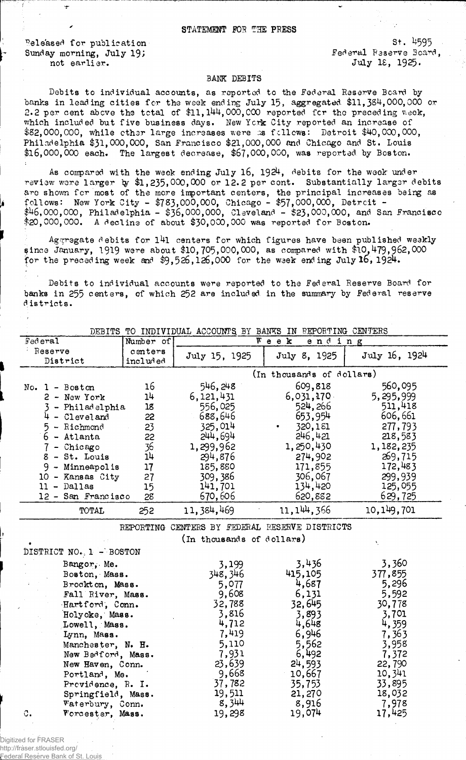STATEMENT FOR THE PRESS

Released for publication Sunday morning, July 19; not earlier.

St. 4595
Federal Reserve Board,
July 18, 1925.

## BANK DEBITS

Debits to individual accounts, as reported to the Federal Reserve Board by banks in leading cities for the week ending July 15, aggregated $11,384,000,000 or 2.2 per cent above the total of $11,144,000,000 reported for the preceding week, which included but five business days. New York City reported an increase of $82,000,000, while other large increases were as follows: Detroit $40,000,000, Philadelphia $31,000,000, San Francisco $21,000,000 and Chicago and St. Louis $16,000,000 each. The largest decrease, $67,000,000, was reported by Boston.

As compared with the week ending July 16, 1924, debits for the week under review were larger by $1,235,000,000 or 12.2 per cent. Substantially larger debits are shown for most of the more important centers, the principal increases being as follows: New York City - $783,000,000, Chicago - $57,000,000, Detroit - $46,000,000, Philadelphia - $36,000,000, Cleveland - $23,000,000, and San Francisco $20,000,000. A decline of about $30,000,000 was reported for Boston.

Aggregate debits for 141 centers for which figures have been published weekly since January, 1919 were about $10,705,000,000, as compared with $10,479,962,000 for the preceding week and $9,526,126,000 for the week ending July 16, 1924.

Debits to individual accounts were reported to the Federal Reserve Board for banks in 255 centers, of which 252 are included in the summary by Federal reserve districts.

DEBITS TO INDIVIDUAL ACCOUNTS BY BANKS IN REPORTING CENTERS

| Federal Reserve District | Number of centers included | Week ending July 15, 1925 | July 8, 1925 | July 16, 1924 |
|---|---|---|---|---|
| | | (In thousands of dollars) | | |
| No. 1 - Boston | 16 | 546,248 | 609,818 | 560,095 |
| 2 - New York | 14 | 6,121,431 | 6,031,170 | 5,295,999 |
| 3 - Philadelphia | 18 | 556,025 | 524,266 | 511,418 |
| 4 - Cleveland | 22 | 688,646 | 653,954 | 606,661 |
| 5 - Richmond | 23 | 325,014 | 320,181 | 277,793 |
| 6 - Atlanta | 22 | 244,694 | 246,421 | 218,583 |
| 7 - Chicago | 36 | 1,299,962 | 1,250,430 | 1,182,235 |
| 8 - St. Louis | 14 | 294,876 | 274,902 | 269,715 |
| 9 - Minneapolis | 17 | 185,880 | 171,855 | 172,483 |
| 10 - Kansas City | 27 | 309,386 | 306,067 | 299,939 |
| 11 - Dallas | 15 | 141,701 | 134,420 | 125,055 |
| 12 - San Francisco | 28 | 670,606 | 620,882 | 629,725 |
| TOTAL | 252 | 11,384,469 | 11,144,366 | 10,149,701 |

REPORTING CENTERS BY FEDERAL RESERVE DISTRICTS

(In thousands of dollars)

| DISTRICT NO. 1 - BOSTON | July 15, 1925 | July 8, 1925 | July 16, 1924 |
|---|---|---|---|
| Bangor, Me. | 3,199 | 3,436 | 3,360 |
| Boston, Mass. | 348,346 | 415,105 | 377,855 |
| Brockton, Mass. | 5,077 | 4,687 | 5,296 |
| Fall River, Mass. | 9,608 | 6,131 | 5,592 |
| Hartford, Conn. | 32,788 | 32,645 | 30,778 |
| Holyoke, Mass. | 3,816 | 3,893 | 3,701 |
| Lowell, Mass. | 4,712 | 4,648 | 4,359 |
| Lynn, Mass. | 7,419 | 6,946 | 7,363 |
| Manchester, N. H. | 5,110 | 5,562 | 3,958 |
| New Bedford, Mass. | 7,931 | 6,492 | 7,372 |
| New Haven, Conn. | 23,639 | 24,593 | 22,790 |
| Portland, Me. | 9,668 | 10,667 | 10,341 |
| Providence, R. I. | 37,782 | 35,753 | 33,895 |
| Springfield, Mass. | 19,511 | 21,270 | 18,032 |
| Waterbury, Conn. | 8,344 | 8,916 | 7,978 |
| Worcester, Mass. | 19,298 | 19,074 | 17,425 |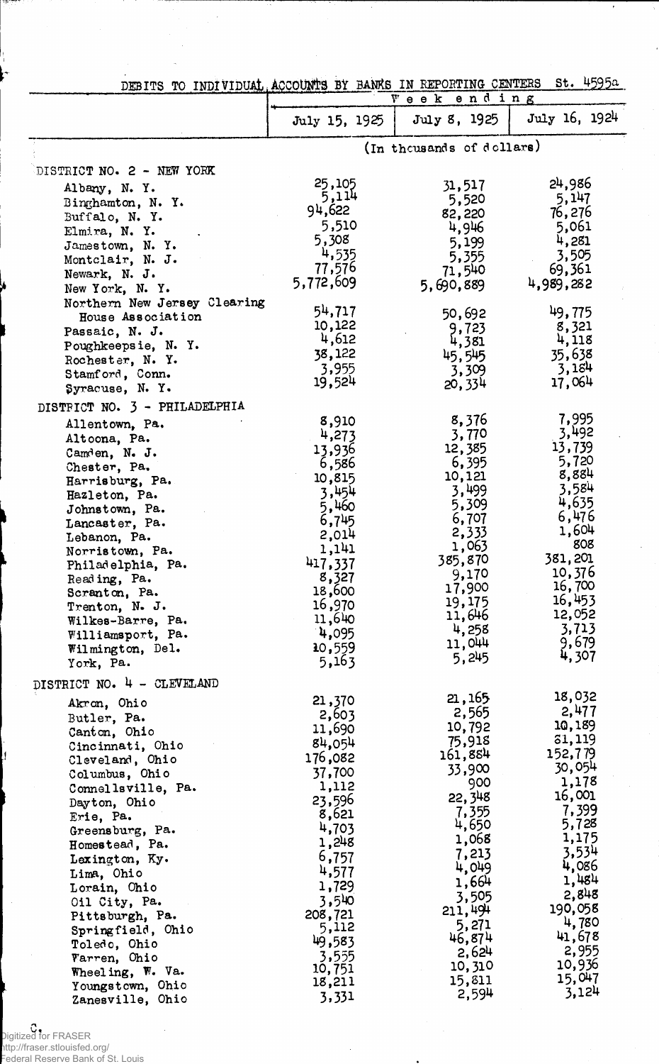DEBITS TO INDIVIDUAL ACCOUNTS BY BANKS IN REPORTING CENTERS St. 4595a

| | Week ending | | |
|---|---|---|---|
| | July 15, 1925 | July 8, 1925 | July 16, 1924 |
| | (In thousands of dollars) | | |
| **DISTRICT NO. 2 - NEW YORK** | | | |
| Albany, N. Y. | 25,105 | 31,517 | 24,986 |
| Binghamton, N. Y. | 5,114 | 5,520 | 5,147 |
| Buffalo, N. Y. | 94,622 | 82,220 | 76,276 |
| Elmira, N. Y. | 5,510 | 4,946 | 5,061 |
| Jamestown, N. Y. | 5,308 | 5,199 | 4,281 |
| Montclair, N. J. | 4,535 | 5,355 | 3,505 |
| Newark, N. J. | 77,576 | 71,540 | 69,361 |
| New York, N. Y. | 5,772,609 | 5,690,889 | 4,989,282 |
| Northern New Jersey Clearing House Association | 54,717 | 50,692 | 49,775 |
| Passaic, N. J. | 10,122 | 9,723 | 8,321 |
| Poughkeepsie, N. Y. | 4,612 | 4,381 | 4,118 |
| Rochester, N. Y. | 38,122 | 45,545 | 35,638 |
| Stamford, Conn. | 3,955 | 3,309 | 3,184 |
| Syracuse, N. Y. | 19,524 | 20,334 | 17,064 |
| **DISTRICT NO. 3 - PHILADELPHIA** | | | |
| Allentown, Pa. | 8,910 | 8,376 | 7,995 |
| Altoona, Pa. | 4,273 | 3,770 | 3,492 |
| Camden, N. J. | 13,936 | 12,385 | 13,739 |
| Chester, Pa. | 6,586 | 6,395 | 5,720 |
| Harrisburg, Pa. | 10,815 | 10,121 | 8,884 |
| Hazleton, Pa. | 3,454 | 3,499 | 3,584 |
| Johnstown, Pa. | 5,460 | 5,309 | 4,635 |
| Lancaster, Pa. | 6,745 | 6,707 | 6,476 |
| Lebanon, Pa. | 2,014 | 2,333 | 1,604 |
| Norristown, Pa. | 1,141 | 1,063 | 808 |
| Philadelphia, Pa. | 417,337 | 385,870 | 381,201 |
| Reading, Pa. | 8,327 | 9,170 | 10,376 |
| Scranton, Pa. | 18,600 | 17,900 | 16,700 |
| Trenton, N. J. | 16,970 | 19,175 | 16,453 |
| Wilkes-Barre, Pa. | 11,640 | 11,646 | 12,052 |
| Williamsport, Pa. | 4,095 | 4,258 | 3,713 |
| Wilmington, Del. | 10,559 | 11,044 | 9,679 |
| York, Pa. | 5,163 | 5,245 | 4,307 |
| **DISTRICT NO. 4 - CLEVELAND** | | | |
| Akron, Ohio | 21,370 | 21,165 | 18,032 |
| Butler, Pa. | 2,603 | 2,565 | 2,477 |
| Canton, Ohio | 11,690 | 10,792 | 10,189 |
| Cincinnati, Ohio | 84,054 | 75,918 | 81,119 |
| Cleveland, Ohio | 176,082 | 161,884 | 152,779 |
| Columbus, Ohio | 37,700 | 33,900 | 30,054 |
| Connellsville, Pa. | 1,112 | 900 | 1,178 |
| Dayton, Ohio | 23,596 | 22,348 | 16,001 |
| Erie, Pa. | 8,621 | 7,355 | 7,399 |
| Greensburg, Pa. | 4,703 | 4,650 | 5,728 |
| Homestead, Pa. | 1,248 | 1,068 | 1,175 |
| Lexington, Ky. | 6,757 | 7,213 | 3,534 |
| Lima, Ohio | 4,577 | 4,049 | 4,086 |
| Lorain, Ohio | 1,729 | 1,664 | 1,484 |
| Oil City, Pa. | 3,540 | 3,505 | 2,848 |
| Pittsburgh, Pa. | 208,721 | 211,494 | 190,058 |
| Springfield, Ohio | 5,112 | 5,271 | 4,780 |
| Toledo, Ohio | 49,583 | 46,874 | 41,678 |
| Warren, Ohio | 3,555 | 2,624 | 2,955 |
| Wheeling, W. Va. | 10,751 | 10,310 | 10,936 |
| Youngstown, Ohio | 18,211 | 15,811 | 15,047 |
| Zanesville, Ohio | 3,331 | 2,594 | 3,124 |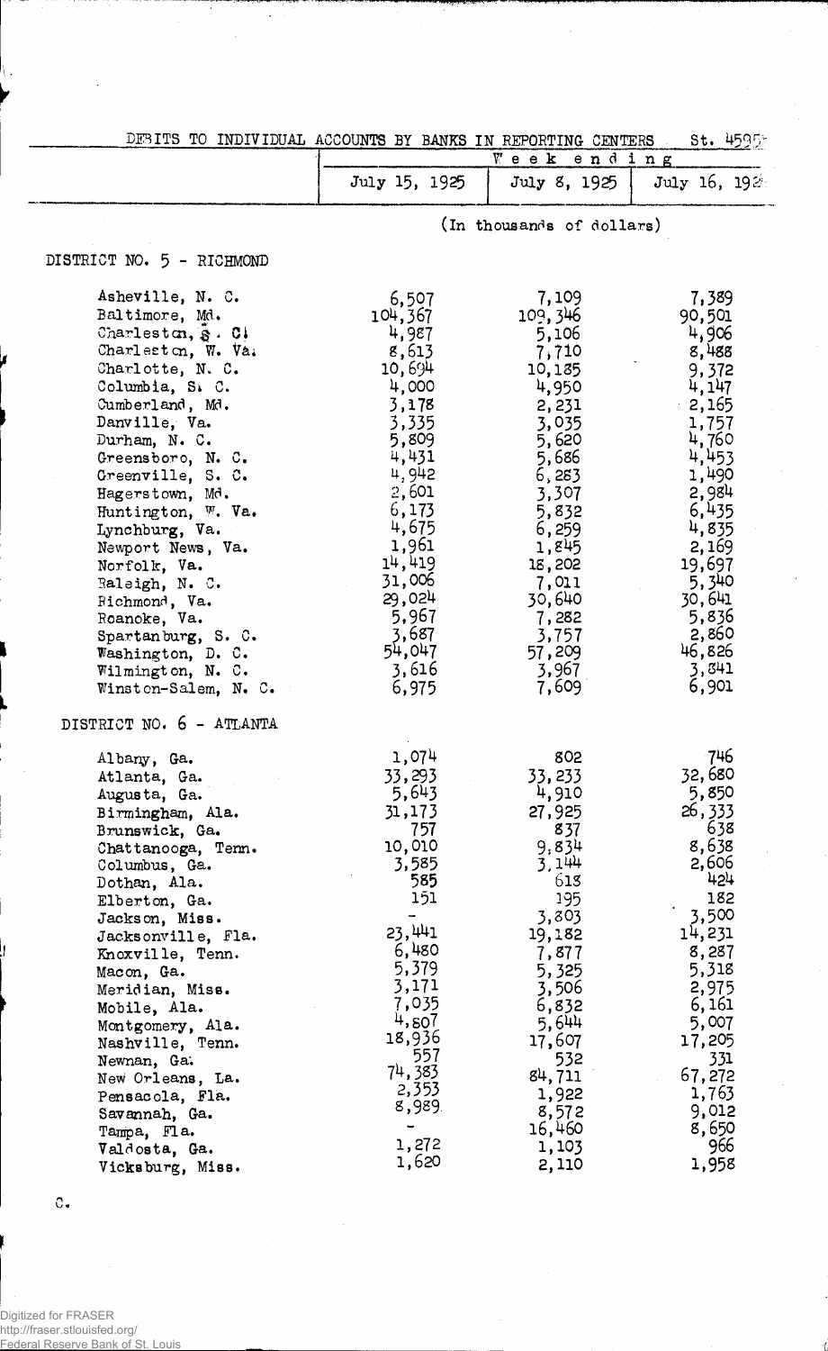DEBITS TO INDIVIDUAL ACCOUNTS BY BANKS IN REPORTING CENTERS St. 4595

| | Week ending | | |
|---|---|---|---|
| | July 15, 1925 | July 8, 1925 | July 16, 1924 |
| | (In thousands of dollars) | | |
| **DISTRICT NO. 5 - RICHMOND** | | | |
| Asheville, N. C. | 6,507 | 7,109 | 7,389 |
| Baltimore, Md. | 104,367 | 109,346 | 90,501 |
| Charleston, S. C. | 4,987 | 5,106 | 4,906 |
| Charleston, W. Va. | 8,613 | 7,710 | 8,488 |
| Charlotte, N. C. | 10,694 | 10,185 | 9,372 |
| Columbia, S. C. | 4,000 | 4,950 | 4,147 |
| Cumberland, Md. | 3,178 | 2,231 | 2,165 |
| Danville, Va. | 3,335 | 3,035 | 1,757 |
| Durham, N. C. | 5,809 | 5,620 | 4,760 |
| Greensboro, N. C. | 4,431 | 5,686 | 4,453 |
| Greenville, S. C. | 4,942 | 6,283 | 1,490 |
| Hagerstown, Md. | 2,601 | 3,307 | 2,984 |
| Huntington, W. Va. | 6,173 | 5,832 | 6,435 |
| Lynchburg, Va. | 4,675 | 6,259 | 4,835 |
| Newport News, Va. | 1,961 | 1,845 | 2,169 |
| Norfolk, Va. | 14,419 | 18,202 | 19,697 |
| Raleigh, N. C. | 31,006 | 7,011 | 5,340 |
| Richmond, Va. | 29,024 | 30,640 | 30,641 |
| Roanoke, Va. | 5,967 | 7,282 | 5,836 |
| Spartanburg, S. C. | 3,687 | 3,757 | 2,860 |
| Washington, D. C. | 54,047 | 57,209 | 46,826 |
| Wilmington, N. C. | 3,616 | 3,967 | 3,841 |
| Winston-Salem, N. C. | 6,975 | 7,609 | 6,901 |
| **DISTRICT NO. 6 - ATLANTA** | | | |
| Albany, Ga. | 1,074 | 802 | 746 |
| Atlanta, Ga. | 33,293 | 33,233 | 32,680 |
| Augusta, Ga. | 5,643 | 4,910 | 5,850 |
| Birmingham, Ala. | 31,173 | 27,925 | 26,333 |
| Brunswick, Ga. | 757 | 837 | 638 |
| Chattanooga, Tenn. | 10,010 | 9,834 | 8,638 |
| Columbus, Ga. | 3,585 | 3,144 | 2,606 |
| Dothan, Ala. | 585 | 618 | 424 |
| Elberton, Ga. | 151 | 195 | 182 |
| Jackson, Miss. | - | 3,803 | 3,500 |
| Jacksonville, Fla. | 23,441 | 19,182 | 14,231 |
| Knoxville, Tenn. | 6,480 | 7,877 | 8,287 |
| Macon, Ga. | 5,379 | 5,325 | 5,318 |
| Meridian, Miss. | 3,171 | 3,506 | 2,975 |
| Mobile, Ala. | 7,035 | 6,832 | 6,161 |
| Montgomery, Ala. | 4,807 | 5,644 | 5,007 |
| Nashville, Tenn. | 18,936 | 17,607 | 17,205 |
| Newnan, Ga. | 557 | 532 | 331 |
| New Orleans, La. | 74,383 | 84,711 | 67,272 |
| Pensacola, Fla. | 2,353 | 1,922 | 1,763 |
| Savannah, Ga. | 8,989 | 8,572 | 9,012 |
| Tampa, Fla. | - | 16,460 | 8,650 |
| Valdosta, Ga. | 1,272 | 1,103 | 966 |
| Vicksburg, Miss. | 1,620 | 2,110 | 1,958 |

C.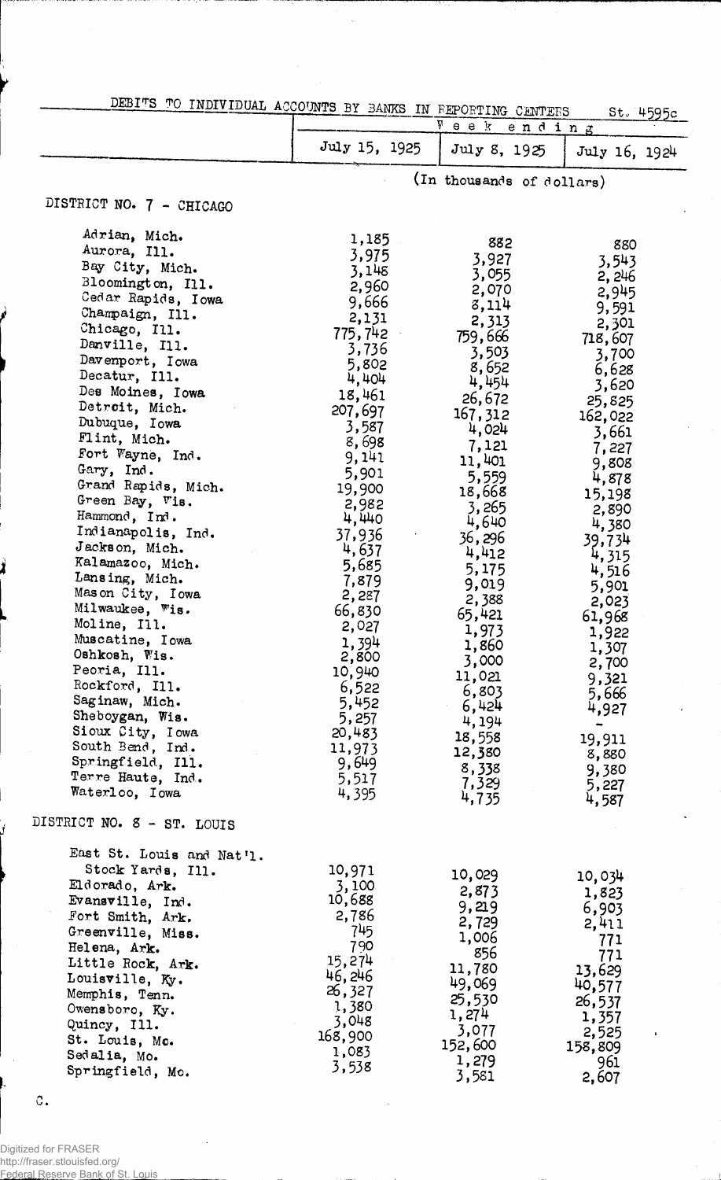DEBITS TO INDIVIDUAL ACCOUNTS BY BANKS IN REPORTING CENTERS St. 4595c

| | Week ending | | |
|---|---|---|---|
| | July 15, 1925 | July 8, 1925 | July 16, 1924 |
| | (In thousands of dollars) | | |
| **DISTRICT NO. 7 - CHICAGO** | | | |
| Adrian, Mich. | 1,185 | 882 | 880 |
| Aurora, Ill. | 3,975 | 3,927 | 3,543 |
| Bay City, Mich. | 3,148 | 3,055 | 2,246 |
| Bloomington, Ill. | 2,960 | 2,070 | 2,945 |
| Cedar Rapids, Iowa | 9,666 | 8,114 | 9,591 |
| Champaign, Ill. | 2,131 | 2,313 | 2,301 |
| Chicago, Ill. | 775,742 | 759,666 | 718,607 |
| Danville, Ill. | 3,736 | 3,503 | 3,700 |
| Davenport, Iowa | 5,802 | 8,652 | 6,628 |
| Decatur, Ill. | 4,404 | 4,454 | 3,620 |
| Des Moines, Iowa | 18,461 | 26,672 | 25,825 |
| Detroit, Mich. | 207,697 | 167,312 | 162,022 |
| Dubuque, Iowa | 3,587 | 4,024 | 3,661 |
| Flint, Mich. | 8,698 | 7,121 | 7,227 |
| Fort Wayne, Ind. | 9,141 | 11,401 | 9,808 |
| Gary, Ind. | 5,901 | 5,559 | 4,878 |
| Grand Rapids, Mich. | 19,900 | 18,668 | 15,198 |
| Green Bay, Wis. | 2,982 | 3,265 | 2,890 |
| Hammond, Ind. | 4,440 | 4,640 | 4,380 |
| Indianapolis, Ind. | 37,936 | 36,296 | 39,734 |
| Jackson, Mich. | 4,637 | 4,412 | 4,315 |
| Kalamazoo, Mich. | 5,685 | 5,175 | 4,516 |
| Lansing, Mich. | 7,879 | 9,019 | 5,901 |
| Mason City, Iowa | 2,287 | 2,388 | 2,023 |
| Milwaukee, Wis. | 66,830 | 65,421 | 61,968 |
| Moline, Ill. | 2,027 | 1,973 | 1,922 |
| Muscatine, Iowa | 1,394 | 1,860 | 1,307 |
| Oshkosh, Wis. | 2,800 | 3,000 | 2,700 |
| Peoria, Ill. | 10,940 | 11,021 | 9,321 |
| Rockford, Ill. | 6,522 | 6,803 | 5,666 |
| Saginaw, Mich. | 5,452 | 6,424 | 4,927 |
| Sheboygan, Wis. | 5,257 | 4,194 | - |
| Sioux City, Iowa | 20,483 | 18,558 | 19,911 |
| South Bend, Ind. | 11,973 | 12,380 | 8,880 |
| Springfield, Ill. | 9,649 | 8,338 | 9,380 |
| Terre Haute, Ind. | 5,517 | 7,329 | 5,227 |
| Waterloo, Iowa | 4,395 | 4,735 | 4,587 |
| **DISTRICT NO. 8 - ST. LOUIS** | | | |
| East St. Louis and Nat'l. Stock Yards, Ill. | 10,971 | 10,029 | 10,034 |
| Eldorado, Ark. | 3,100 | 2,873 | 1,823 |
| Evansville, Ind. | 10,688 | 9,219 | 6,903 |
| Fort Smith, Ark. | 2,786 | 2,729 | 2,411 |
| Greenville, Miss. | 745 | 1,006 | 771 |
| Helena, Ark. | 790 | 856 | 771 |
| Little Rock, Ark. | 15,274 | 11,780 | 13,629 |
| Louisville, Ky. | 46,246 | 49,069 | 40,577 |
| Memphis, Tenn. | 26,327 | 25,530 | 26,537 |
| Owensboro, Ky. | 1,380 | 1,274 | 1,357 |
| Quincy, Ill. | 3,048 | 3,077 | 2,525 |
| St. Louis, Mo. | 168,900 | 152,600 | 158,809 |
| Sedalia, Mo. | 1,083 | 1,279 | 961 |
| Springfield, Mo. | 3,538 | 3,581 | 2,607 |

C.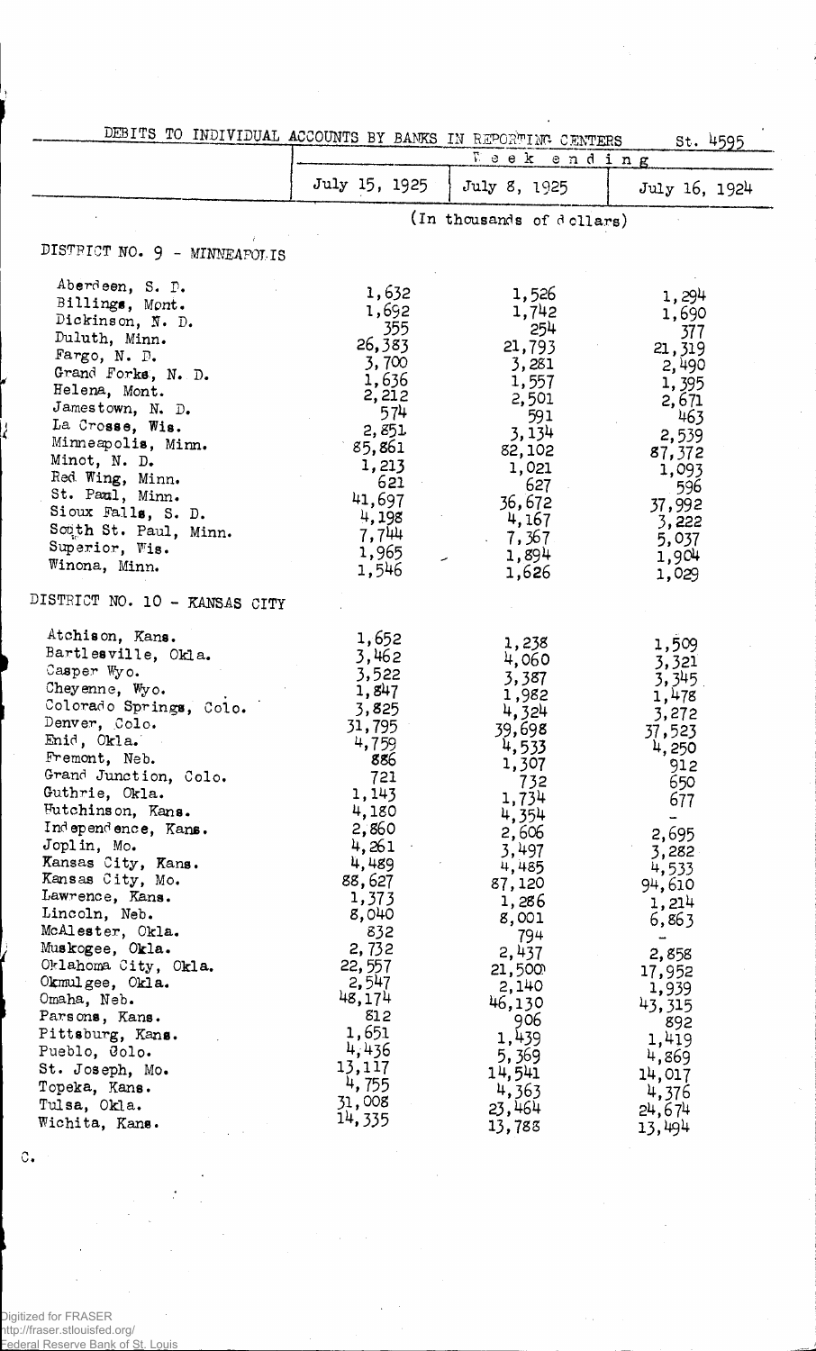DEBITS TO INDIVIDUAL ACCOUNTS BY BANKS IN REPORTING CENTERS St. 4595

| | Week ending | | |
|---|---|---|---|
| | July 15, 1925 | July 8, 1925 | July 16, 1924 |
| | (In thousands of dollars) | | |
| **DISTRICT NO. 9 - MINNEAPOLIS** | | | |
| Aberdeen, S. D. | 1,632 | 1,526 | 1,294 |
| Billings, Mont. | 1,692 | 1,742 | 1,690 |
| Dickinson, N. D. | 355 | 254 | 377 |
| Duluth, Minn. | 26,383 | 21,793 | 21,319 |
| Fargo, N. D. | 3,700 | 3,281 | 2,490 |
| Grand Forks, N. D. | 1,636 | 1,557 | 1,395 |
| Helena, Mont. | 2,212 | 2,501 | 2,671 |
| Jamestown, N. D. | 574 | 591 | 463 |
| La Crosse, Wis. | 2,851 | 3,134 | 2,539 |
| Minneapolis, Minn. | 85,861 | 82,102 | 87,372 |
| Minot, N. D. | 1,213 | 1,021 | 1,093 |
| Red Wing, Minn. | 621 | 627 | 596 |
| St. Paul, Minn. | 41,697 | 36,672 | 37,992 |
| Sioux Falls, S. D. | 4,198 | 4,167 | 3,222 |
| South St. Paul, Minn. | 7,744 | 7,367 | 5,037 |
| Superior, Wis. | 1,965 | 1,894 | 1,904 |
| Winona, Minn. | 1,546 | 1,626 | 1,029 |
| **DISTRICT NO. 10 - KANSAS CITY** | | | |
| Atchison, Kans. | 1,652 | 1,238 | 1,509 |
| Bartlesville, Okla. | 3,462 | 4,060 | 3,321 |
| Casper Wyo. | 3,522 | 3,387 | 3,345 |
| Cheyenne, Wyo. | 1,847 | 1,982 | 1,478 |
| Colorado Springs, Colo. | 3,825 | 4,324 | 3,272 |
| Denver, Colo. | 31,795 | 39,698 | 37,523 |
| Enid, Okla. | 4,759 | 4,533 | 4,250 |
| Fremont, Neb. | 886 | 1,307 | 912 |
| Grand Junction, Colo. | 721 | 732 | 650 |
| Guthrie, Okla. | 1,143 | 1,734 | 677 |
| Hutchinson, Kans. | 4,180 | 4,354 | - |
| Independence, Kans. | 2,860 | 2,606 | 2,695 |
| Joplin, Mo. | 4,261 | 3,497 | 3,282 |
| Kansas City, Kans. | 4,489 | 4,485 | 4,533 |
| Kansas City, Mo. | 88,627 | 87,120 | 94,610 |
| Lawrence, Kans. | 1,373 | 1,286 | 1,214 |
| Lincoln, Neb. | 8,040 | 8,001 | 6,863 |
| McAlester, Okla. | 832 | 794 | - |
| Muskogee, Okla. | 2,732 | 2,437 | 2,858 |
| Oklahoma City, Okla. | 22,557 | 21,500 | 17,952 |
| Okmulgee, Okla. | 2,547 | 2,140 | 1,939 |
| Omaha, Neb. | 48,174 | 46,130 | 43,315 |
| Parsons, Kans. | 812 | 906 | 892 |
| Pittsburg, Kans. | 1,651 | 1,439 | 1,419 |
| Pueblo, Colo. | 4,436 | 5,369 | 4,869 |
| St. Joseph, Mo. | 13,117 | 14,541 | 14,017 |
| Topeka, Kans. | 4,755 | 4,363 | 4,376 |
| Tulsa, Okla. | 31,008 | 23,464 | 24,674 |
| Wichita, Kans. | 14,335 | 13,788 | 13,494 |

C.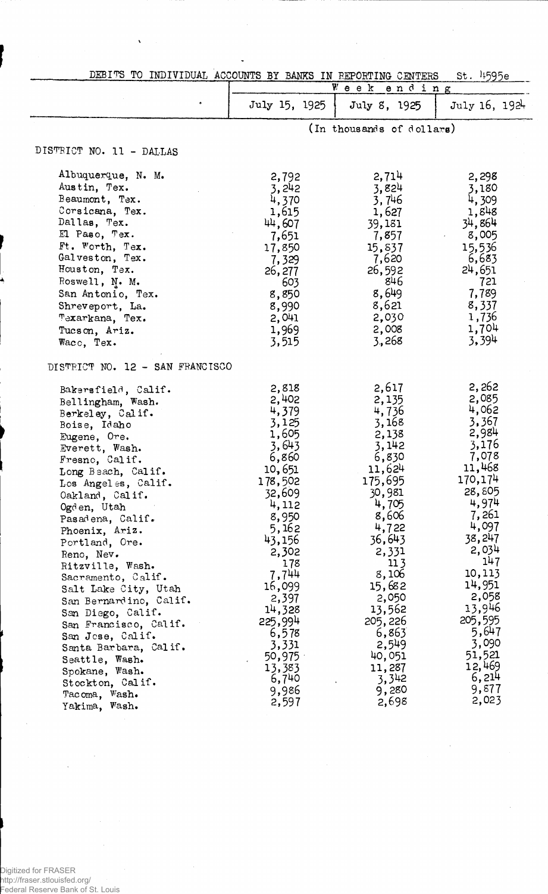DEBITS TO INDIVIDUAL ACCOUNTS BY BANKS IN REPORTING CENTERS St. 4595e

| | Week ending | | |
|---|---|---|---|
| | July 15, 1925 | July 8, 1925 | July 16, 1924 |
| | (In thousands of dollars) | | |
| **DISTRICT NO. 11 - DALLAS** | | | |
| Albuquerque, N. M. | 2,792 | 2,714 | 2,298 |
| Austin, Tex. | 3,242 | 3,824 | 3,180 |
| Beaumont, Tex. | 4,370 | 3,746 | 4,309 |
| Corsicana, Tex. | 1,615 | 1,627 | 1,848 |
| Dallas, Tex. | 44,607 | 39,181 | 34,864 |
| El Paso, Tex. | 7,651 | 7,857 | 8,005 |
| Ft. Worth, Tex. | 17,850 | 15,837 | 15,536 |
| Galveston, Tex. | 7,329 | 7,620 | 6,683 |
| Houston, Tex. | 26,277 | 26,592 | 24,651 |
| Roswell, N. M. | 603 | 846 | 721 |
| San Antonio, Tex. | 8,850 | 8,649 | 7,789 |
| Shreveport, La. | 8,990 | 8,621 | 8,337 |
| Texarkana, Tex. | 2,041 | 2,030 | 1,736 |
| Tucson, Ariz. | 1,969 | 2,008 | 1,704 |
| Waco, Tex. | 3,515 | 3,268 | 3,394 |
| **DISTRICT NO. 12 - SAN FRANCISCO** | | | |
| Bakersfield, Calif. | 2,818 | 2,617 | 2,262 |
| Bellingham, Wash. | 2,402 | 2,135 | 2,085 |
| Berkeley, Calif. | 4,379 | 4,736 | 4,062 |
| Boise, Idaho | 3,125 | 3,168 | 3,367 |
| Eugene, Ore. | 1,605 | 2,138 | 2,984 |
| Everett, Wash. | 3,643 | 3,142 | 3,176 |
| Fresno, Calif. | 6,860 | 6,830 | 7,078 |
| Long Beach, Calif. | 10,651 | 11,624 | 11,468 |
| Los Angeles, Calif. | 178,502 | 175,695 | 170,174 |
| Oakland, Calif. | 32,609 | 30,981 | 28,805 |
| Ogden, Utah | 4,112 | 4,705 | 4,974 |
| Pasadena, Calif. | 8,950 | 8,606 | 7,261 |
| Phoenix, Ariz. | 5,162 | 4,722 | 4,097 |
| Portland, Ore. | 43,156 | 36,643 | 38,247 |
| Reno, Nev. | 2,302 | 2,331 | 2,034 |
| Ritzville, Wash. | 178 | 113 | 147 |
| Sacramento, Calif. | 7,744 | 8,106 | 10,113 |
| Salt Lake City, Utah | 16,099 | 15,682 | 14,951 |
| San Bernardino, Calif. | 2,397 | 2,050 | 2,058 |
| San Diego, Calif. | 14,328 | 13,562 | 13,946 |
| San Francisco, Calif. | 225,994 | 205,226 | 205,595 |
| San Jose, Calif. | 6,578 | 6,863 | 5,647 |
| Santa Barbara, Calif. | 3,331 | 2,549 | 3,090 |
| Seattle, Wash. | 50,975 | 40,051 | 51,521 |
| Spokane, Wash. | 13,383 | 11,287 | 12,469 |
| Stockton, Calif. | 6,740 | 3,342 | 6,214 |
| Tacoma, Wash. | 9,986 | 9,280 | 9,877 |
| Yakima, Wash. | 2,597 | 2,698 | 2,023 |